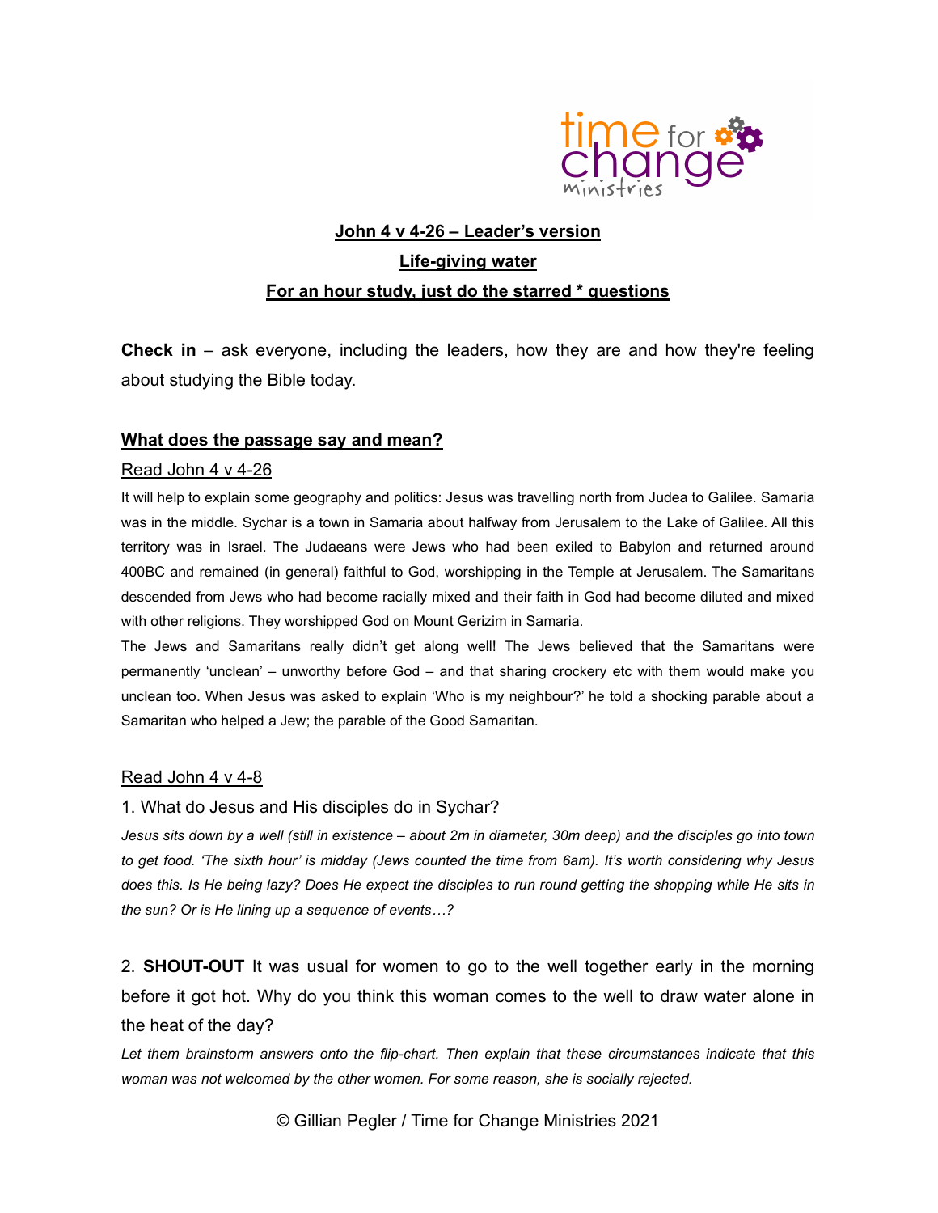# John 4 v 4-26 – Leader's version

## Life-giving water

## For an hour study, just do the starred * questions

**Check in** – ask everyone, including the leaders, how they are and how they're feeling about studying the Bible today.

### What does the passage say and mean?

Read John 4 v 4-26

It will help to explain some geography and politics: Jesus was travelling north from Judea to Galilee. Samaria was in the middle. Sychar is a town in Samaria about halfway from Jerusalem to the Lake of Galilee. All this territory was in Israel. The Judaeans were Jews who had been exiled to Babylon and returned around 400BC and remained (in general) faithful to God, worshipping in the Temple at Jerusalem. The Samaritans descended from Jews who had become racially mixed and their faith in God had become diluted and mixed with other religions. They worshipped God on Mount Gerizim in Samaria.

The Jews and Samaritans really didn't get along well! The Jews believed that the Samaritans were permanently 'unclean' – unworthy before God – and that sharing crockery etc with them would make you unclean too. When Jesus was asked to explain 'Who is my neighbour?' he told a shocking parable about a Samaritan who helped a Jew; the parable of the Good Samaritan.

Read John 4 v 4-8

1. What do Jesus and His disciples do in Sychar?

*Jesus sits down by a well (still in existence – about 2m in diameter, 30m deep) and the disciples go into town to get food. 'The sixth hour' is midday (Jews counted the time from 6am). It's worth considering why Jesus does this. Is He being lazy? Does He expect the disciples to run round getting the shopping while He sits in the sun? Or is He lining up a sequence of events…?*

2. **SHOUT-OUT** It was usual for women to go to the well together early in the morning before it got hot. Why do you think this woman comes to the well to draw water alone in the heat of the day?

*Let them brainstorm answers onto the flip-chart. Then explain that these circumstances indicate that this woman was not welcomed by the other women. For some reason, she is socially rejected.*

© Gillian Pegler / Time for Change Ministries 2021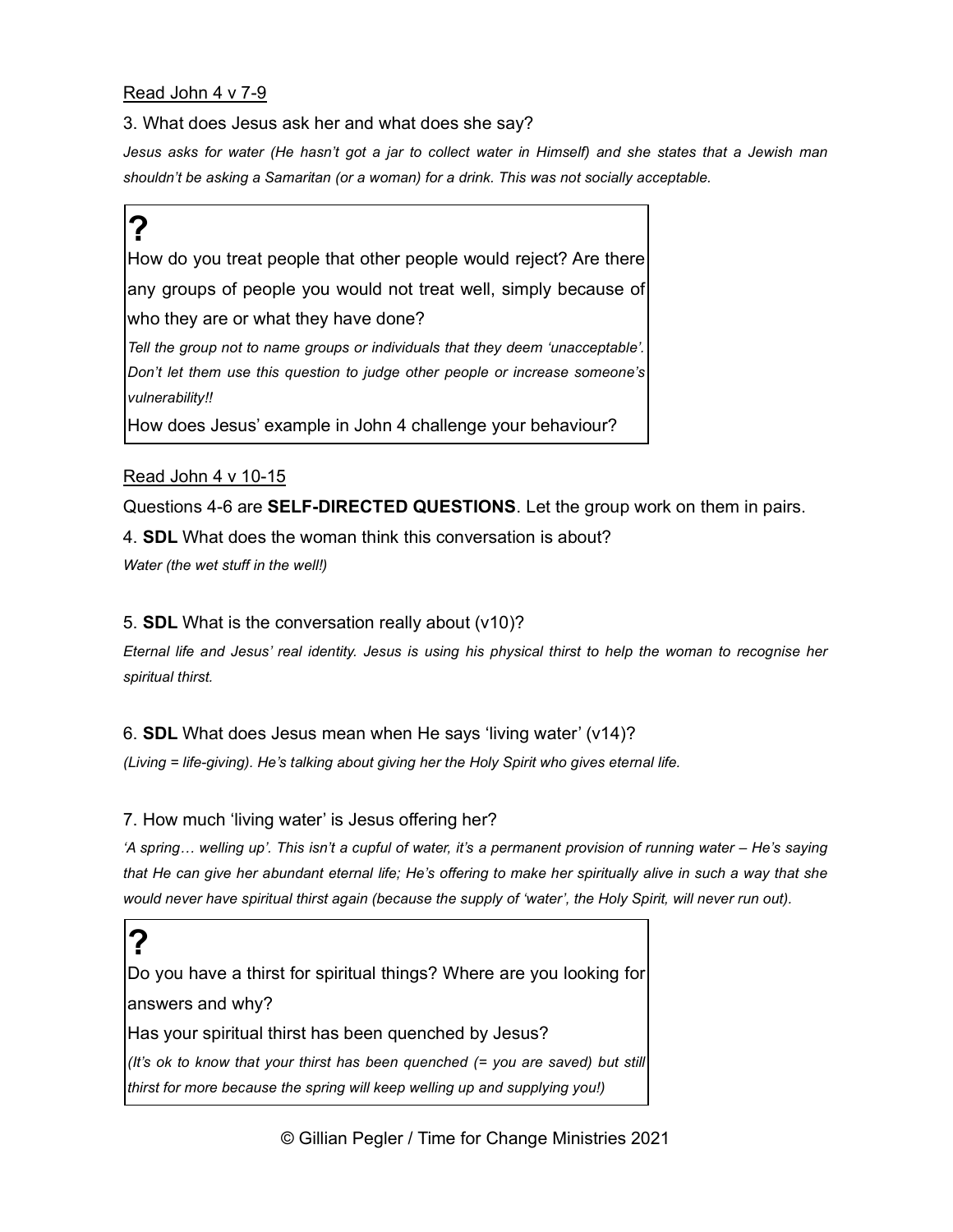<u>Read John 4 v 7-9</u>

3. What does Jesus ask her and what does she say?

*Jesus asks for water (He hasn't got a jar to collect water in Himself) and she states that a Jewish man shouldn't be asking a Samaritan (or a woman) for a drink. This was not socially acceptable.*

> **?**
>
> How do you treat people that other people would reject? Are there any groups of people you would not treat well, simply because of who they are or what they have done?
>
> *Tell the group not to name groups or individuals that they deem 'unacceptable'. Don't let them use this question to judge other people or increase someone's vulnerability!!*
>
> How does Jesus' example in John 4 challenge your behaviour?

<u>Read John 4 v 10-15</u>

Questions 4-6 are **SELF-DIRECTED QUESTIONS**. Let the group work on them in pairs.

4. **SDL** What does the woman think this conversation is about?

*Water (the wet stuff in the well!)*

5. **SDL** What is the conversation really about (v10)?

*Eternal life and Jesus' real identity. Jesus is using his physical thirst to help the woman to recognise her spiritual thirst.*

6. **SDL** What does Jesus mean when He says 'living water' (v14)?

*(Living = life-giving). He's talking about giving her the Holy Spirit who gives eternal life.*

7. How much 'living water' is Jesus offering her?

*'A spring… welling up'. This isn't a cupful of water, it's a permanent provision of running water – He's saying that He can give her abundant eternal life; He's offering to make her spiritually alive in such a way that she would never have spiritual thirst again (because the supply of 'water', the Holy Spirit, will never run out).*

> **?**
>
> Do you have a thirst for spiritual things? Where are you looking for answers and why?
>
> Has your spiritual thirst has been quenched by Jesus?
>
> *(It's ok to know that your thirst has been quenched (= you are saved) but still thirst for more because the spring will keep welling up and supplying you!)*

© Gillian Pegler / Time for Change Ministries 2021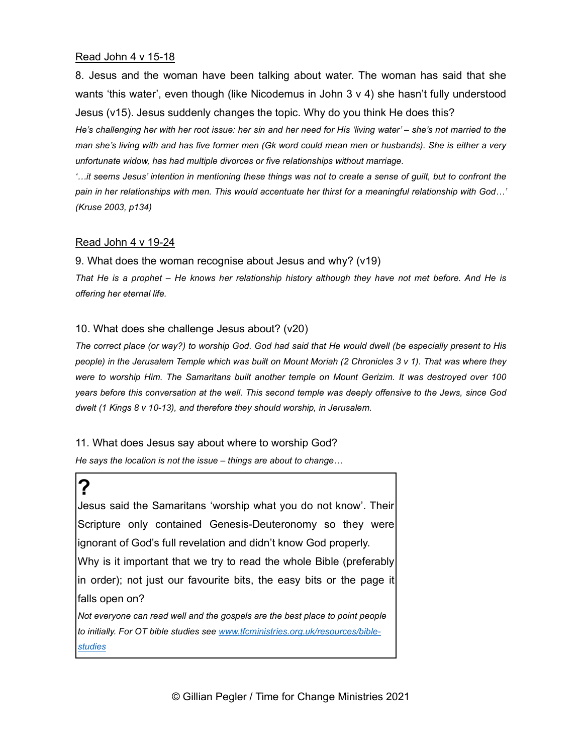<u>Read John 4 v 15-18</u>

8. Jesus and the woman have been talking about water. The woman has said that she wants 'this water', even though (like Nicodemus in John 3 v 4) she hasn't fully understood Jesus (v15). Jesus suddenly changes the topic. Why do you think He does this?

*He's challenging her with her root issue: her sin and her need for His 'living water' – she's not married to the man she's living with and has five former men (Gk word could mean men or husbands). She is either a very unfortunate widow, has had multiple divorces or five relationships without marriage.*

*'…it seems Jesus' intention in mentioning these things was not to create a sense of guilt, but to confront the pain in her relationships with men. This would accentuate her thirst for a meaningful relationship with God…' (Kruse 2003, p134)*

<u>Read John 4 v 19-24</u>

9. What does the woman recognise about Jesus and why? (v19)

*That He is a prophet – He knows her relationship history although they have not met before. And He is offering her eternal life.*

10. What does she challenge Jesus about? (v20)

*The correct place (or way?) to worship God. God had said that He would dwell (be especially present to His people) in the Jerusalem Temple which was built on Mount Moriah (2 Chronicles 3 v 1). That was where they were to worship Him. The Samaritans built another temple on Mount Gerizim. It was destroyed over 100 years before this conversation at the well. This second temple was deeply offensive to the Jews, since God dwelt (1 Kings 8 v 10-13), and therefore they should worship, in Jerusalem.*

11. What does Jesus say about where to worship God?

*He says the location is not the issue – things are about to change…*

> **?**
>
> Jesus said the Samaritans 'worship what you do not know'. Their Scripture only contained Genesis-Deuteronomy so they were ignorant of God's full revelation and didn't know God properly.
>
> Why is it important that we try to read the whole Bible (preferably in order); not just our favourite bits, the easy bits or the page it falls open on?
>
> *Not everyone can read well and the gospels are the best place to point people to initially. For OT bible studies see [www.tfcministries.org.uk/resources/bible-studies](www.tfcministries.org.uk/resources/bible-studies)*

© Gillian Pegler / Time for Change Ministries 2021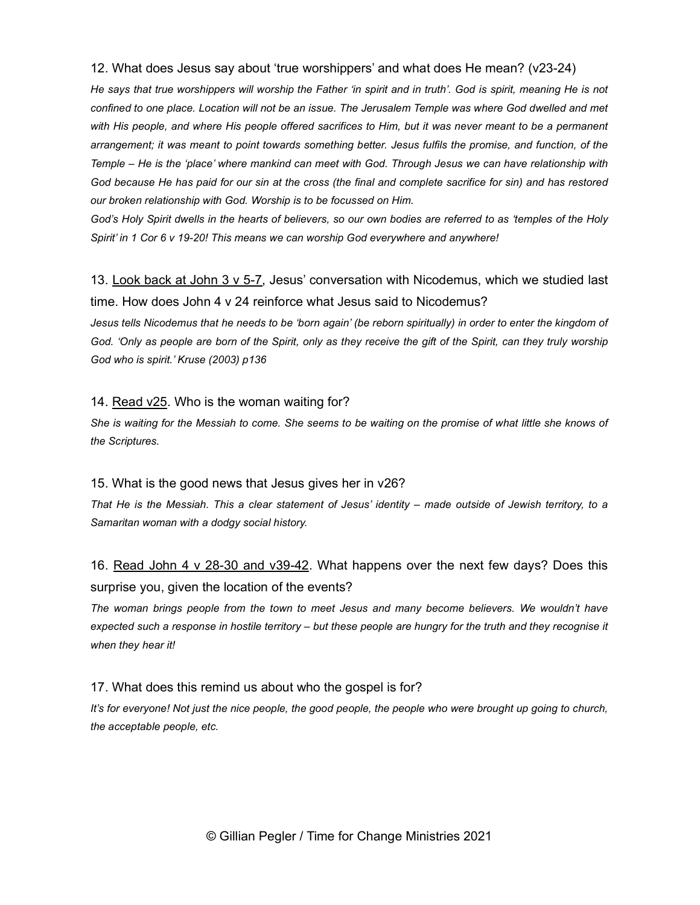12. What does Jesus say about 'true worshippers' and what does He mean? (v23-24)

*He says that true worshippers will worship the Father 'in spirit and in truth'. God is spirit, meaning He is not confined to one place. Location will not be an issue. The Jerusalem Temple was where God dwelled and met with His people, and where His people offered sacrifices to Him, but it was never meant to be a permanent arrangement; it was meant to point towards something better. Jesus fulfils the promise, and function, of the Temple – He is the 'place' where mankind can meet with God. Through Jesus we can have relationship with God because He has paid for our sin at the cross (the final and complete sacrifice for sin) and has restored our broken relationship with God. Worship is to be focussed on Him.*

*God's Holy Spirit dwells in the hearts of believers, so our own bodies are referred to as 'temples of the Holy Spirit' in 1 Cor 6 v 19-20! This means we can worship God everywhere and anywhere!*

13. <u>Look back at John 3 v 5-7</u>, Jesus' conversation with Nicodemus, which we studied last time. How does John 4 v 24 reinforce what Jesus said to Nicodemus?

*Jesus tells Nicodemus that he needs to be 'born again' (be reborn spiritually) in order to enter the kingdom of God. 'Only as people are born of the Spirit, only as they receive the gift of the Spirit, can they truly worship God who is spirit.' Kruse (2003) p136*

14. <u>Read v25</u>. Who is the woman waiting for?

*She is waiting for the Messiah to come. She seems to be waiting on the promise of what little she knows of the Scriptures.*

15. What is the good news that Jesus gives her in v26?

*That He is the Messiah. This a clear statement of Jesus' identity – made outside of Jewish territory, to a Samaritan woman with a dodgy social history.*

16. <u>Read John 4 v 28-30 and v39-42</u>. What happens over the next few days? Does this surprise you, given the location of the events?

*The woman brings people from the town to meet Jesus and many become believers. We wouldn't have expected such a response in hostile territory – but these people are hungry for the truth and they recognise it when they hear it!*

17. What does this remind us about who the gospel is for?

*It's for everyone! Not just the nice people, the good people, the people who were brought up going to church, the acceptable people, etc.*

© Gillian Pegler / Time for Change Ministries 2021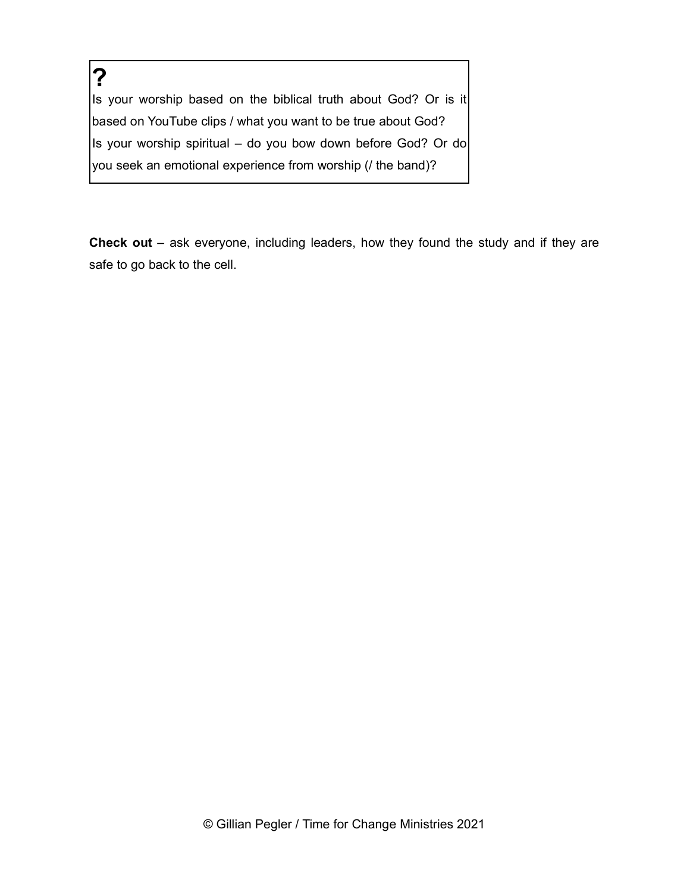**?**

Is your worship based on the biblical truth about God? Or is it based on YouTube clips / what you want to be true about God?
Is your worship spiritual – do you bow down before God? Or do you seek an emotional experience from worship (/ the band)?

**Check out** – ask everyone, including leaders, how they found the study and if they are safe to go back to the cell.

© Gillian Pegler / Time for Change Ministries 2021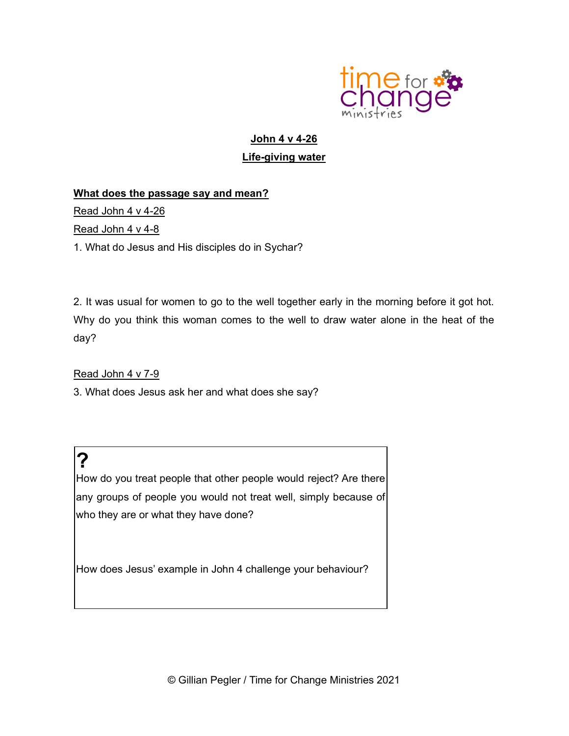## John 4 v 4-26

## Life-giving water

### What does the passage say and mean?

Read John 4 v 4-26

Read John 4 v 4-8

1. What do Jesus and His disciples do in Sychar?

2. It was usual for women to go to the well together early in the morning before it got hot. Why do you think this woman comes to the well to draw water alone in the heat of the day?

Read John 4 v 7-9

3. What does Jesus ask her and what does she say?

**?**

How do you treat people that other people would reject? Are there any groups of people you would not treat well, simply because of who they are or what they have done?

How does Jesus' example in John 4 challenge your behaviour?

© Gillian Pegler / Time for Change Ministries 2021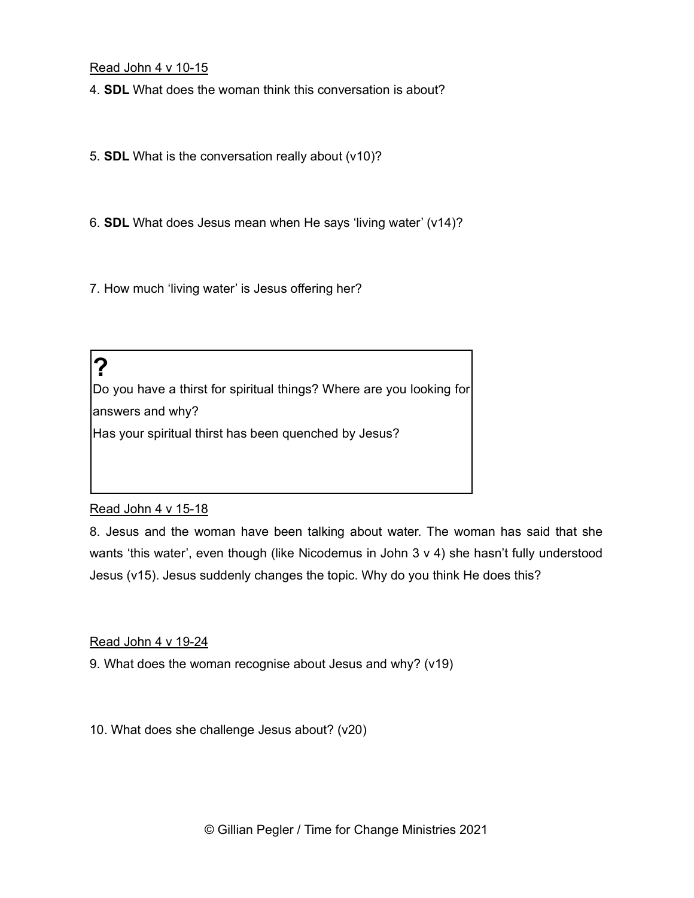Read John 4 v 10-15

4. **SDL** What does the woman think this conversation is about?

5. **SDL** What is the conversation really about (v10)?

6. **SDL** What does Jesus mean when He says 'living water' (v14)?

7. How much 'living water' is Jesus offering her?

> **?**
>
> Do you have a thirst for spiritual things? Where are you looking for answers and why?
>
> Has your spiritual thirst has been quenched by Jesus?

Read John 4 v 15-18

8. Jesus and the woman have been talking about water. The woman has said that she wants 'this water', even though (like Nicodemus in John 3 v 4) she hasn't fully understood Jesus (v15). Jesus suddenly changes the topic. Why do you think He does this?

Read John 4 v 19-24

9. What does the woman recognise about Jesus and why? (v19)

10. What does she challenge Jesus about? (v20)

© Gillian Pegler / Time for Change Ministries 2021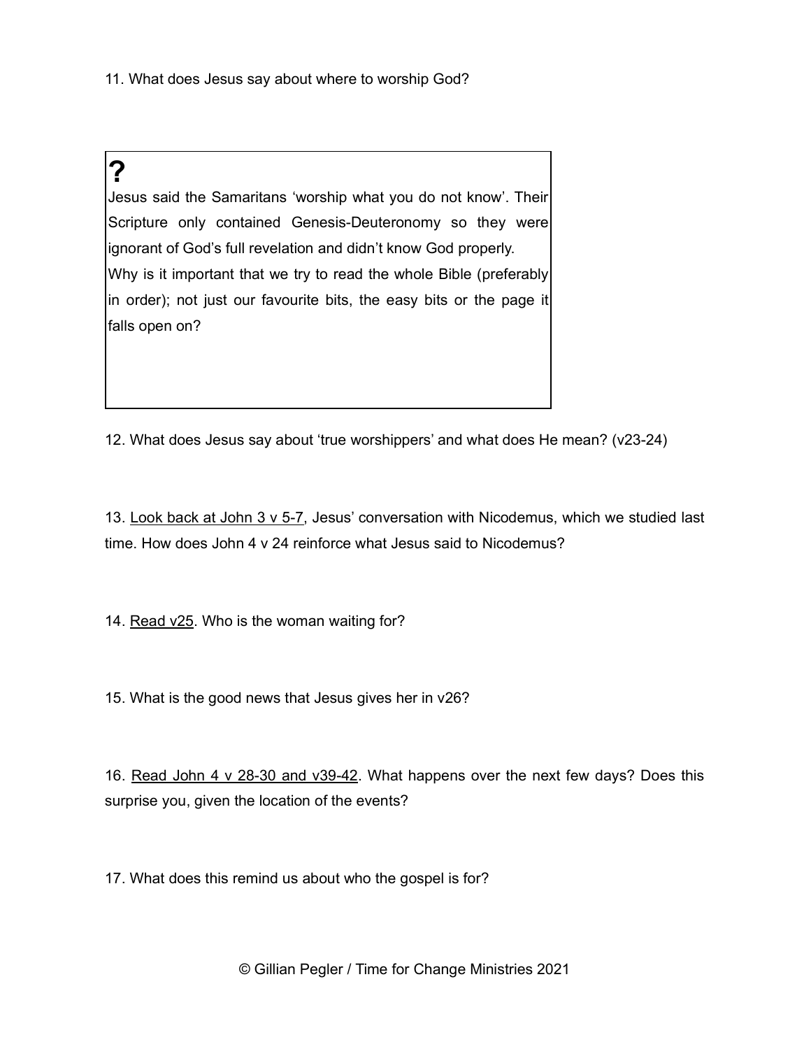11. What does Jesus say about where to worship God?

> **?**
>
> Jesus said the Samaritans ‘worship what you do not know’. Their Scripture only contained Genesis-Deuteronomy so they were ignorant of God’s full revelation and didn’t know God properly.
>
> Why is it important that we try to read the whole Bible (preferably in order); not just our favourite bits, the easy bits or the page it falls open on?

12. What does Jesus say about ‘true worshippers’ and what does He mean? (v23-24)

13. <u>Look back at John 3 v 5-7</u>, Jesus’ conversation with Nicodemus, which we studied last time. How does John 4 v 24 reinforce what Jesus said to Nicodemus?

14. <u>Read v25</u>. Who is the woman waiting for?

15. What is the good news that Jesus gives her in v26?

16. <u>Read John 4 v 28-30 and v39-42</u>. What happens over the next few days? Does this surprise you, given the location of the events?

17. What does this remind us about who the gospel is for?

© Gillian Pegler / Time for Change Ministries 2021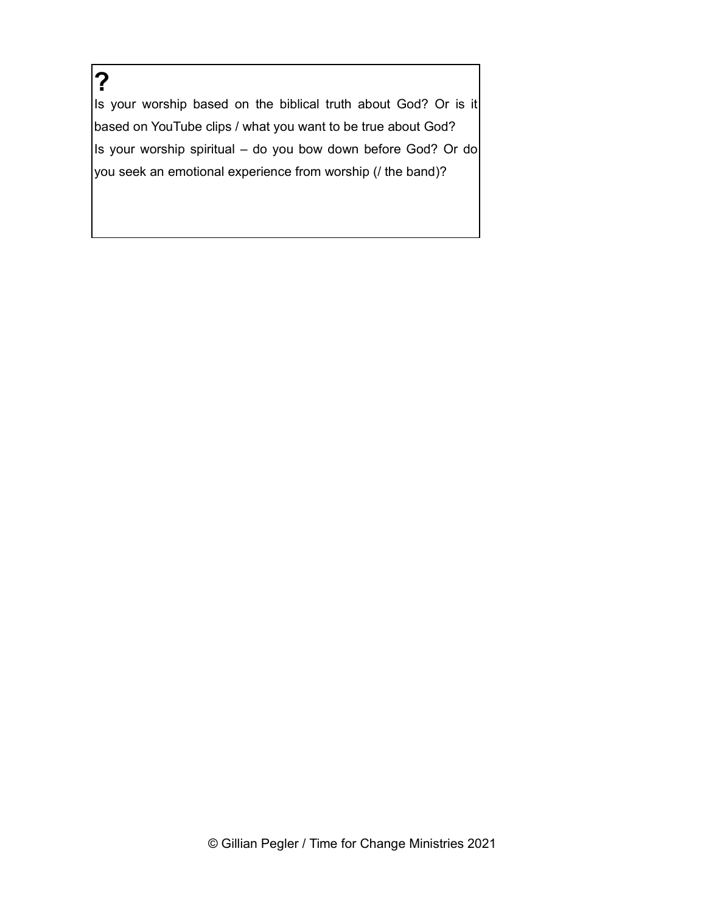**?**

Is your worship based on the biblical truth about God? Or is it based on YouTube clips / what you want to be true about God?

Is your worship spiritual – do you bow down before God? Or do you seek an emotional experience from worship (/ the band)?

© Gillian Pegler / Time for Change Ministries 2021